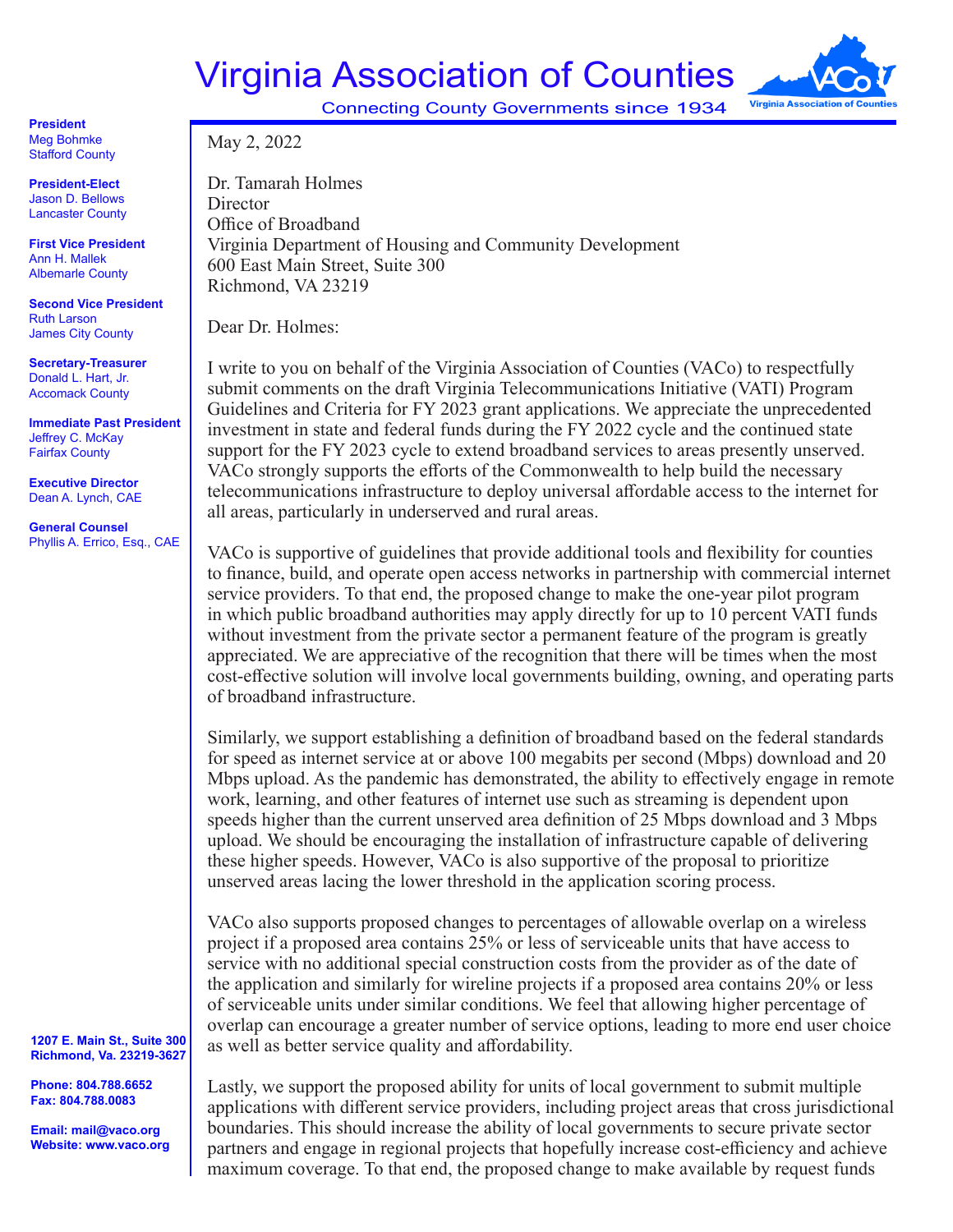# Virginia Association of Counties

Connecting County Governments since 1934

**President**
Meg Bohmke
Stafford County

**President-Elect**
Jason D. Bellows
Lancaster County

**First Vice President**
Ann H. Mallek
Albemarle County

**Second Vice President**
Ruth Larson
James City County

**Secretary-Treasurer**
Donald L. Hart, Jr.
Accomack County

**Immediate Past President**
Jeffrey C. McKay
Fairfax County

**Executive Director**
Dean A. Lynch, CAE

**General Counsel**
Phyllis A. Errico, Esq., CAE

**1207 E. Main St., Suite 300**
**Richmond, Va. 23219-3627**

**Phone: 804.788.6652**
**Fax: 804.788.0083**

**Email: mail@vaco.org**
**Website: www.vaco.org**

May 2, 2022

Dr. Tamarah Holmes
Director
Office of Broadband
Virginia Department of Housing and Community Development
600 East Main Street, Suite 300
Richmond, VA 23219

Dear Dr. Holmes:

I write to you on behalf of the Virginia Association of Counties (VACo) to respectfully submit comments on the draft Virginia Telecommunications Initiative (VATI) Program Guidelines and Criteria for FY 2023 grant applications. We appreciate the unprecedented investment in state and federal funds during the FY 2022 cycle and the continued state support for the FY 2023 cycle to extend broadband services to areas presently unserved. VACo strongly supports the efforts of the Commonwealth to help build the necessary telecommunications infrastructure to deploy universal affordable access to the internet for all areas, particularly in underserved and rural areas.

VACo is supportive of guidelines that provide additional tools and flexibility for counties to finance, build, and operate open access networks in partnership with commercial internet service providers. To that end, the proposed change to make the one-year pilot program in which public broadband authorities may apply directly for up to 10 percent VATI funds without investment from the private sector a permanent feature of the program is greatly appreciated. We are appreciative of the recognition that there will be times when the most cost-effective solution will involve local governments building, owning, and operating parts of broadband infrastructure.

Similarly, we support establishing a definition of broadband based on the federal standards for speed as internet service at or above 100 megabits per second (Mbps) download and 20 Mbps upload. As the pandemic has demonstrated, the ability to effectively engage in remote work, learning, and other features of internet use such as streaming is dependent upon speeds higher than the current unserved area definition of 25 Mbps download and 3 Mbps upload. We should be encouraging the installation of infrastructure capable of delivering these higher speeds. However, VACo is also supportive of the proposal to prioritize unserved areas lacing the lower threshold in the application scoring process.

VACo also supports proposed changes to percentages of allowable overlap on a wireless project if a proposed area contains 25% or less of serviceable units that have access to service with no additional special construction costs from the provider as of the date of the application and similarly for wireline projects if a proposed area contains 20% or less of serviceable units under similar conditions. We feel that allowing higher percentage of overlap can encourage a greater number of service options, leading to more end user choice as well as better service quality and affordability.

Lastly, we support the proposed ability for units of local government to submit multiple applications with different service providers, including project areas that cross jurisdictional boundaries. This should increase the ability of local governments to secure private sector partners and engage in regional projects that hopefully increase cost-efficiency and achieve maximum coverage. To that end, the proposed change to make available by request funds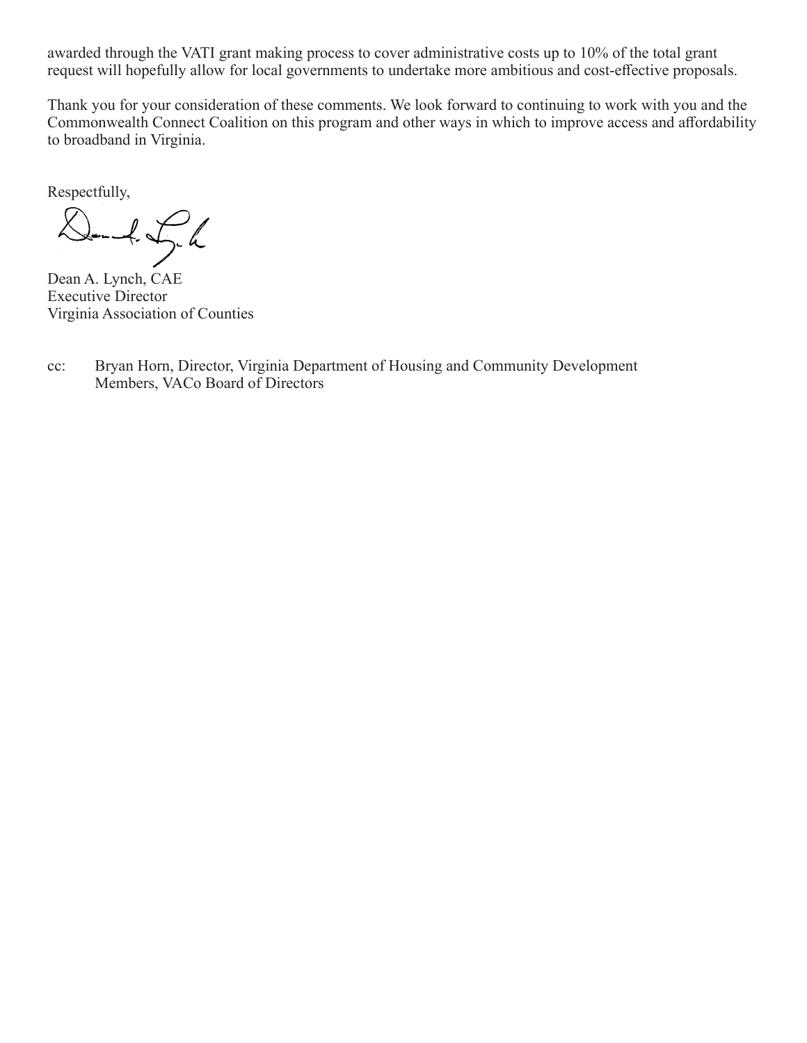awarded through the VATI grant making process to cover administrative costs up to 10% of the total grant request will hopefully allow for local governments to undertake more ambitious and cost-effective proposals.

Thank you for your consideration of these comments. We look forward to continuing to work with you and the Commonwealth Connect Coalition on this program and other ways in which to improve access and affordability to broadband in Virginia.

Respectfully,

Dean A. Lynch, CAE
Executive Director
Virginia Association of Counties

cc: Bryan Horn, Director, Virginia Department of Housing and Community Development
Members, VACo Board of Directors